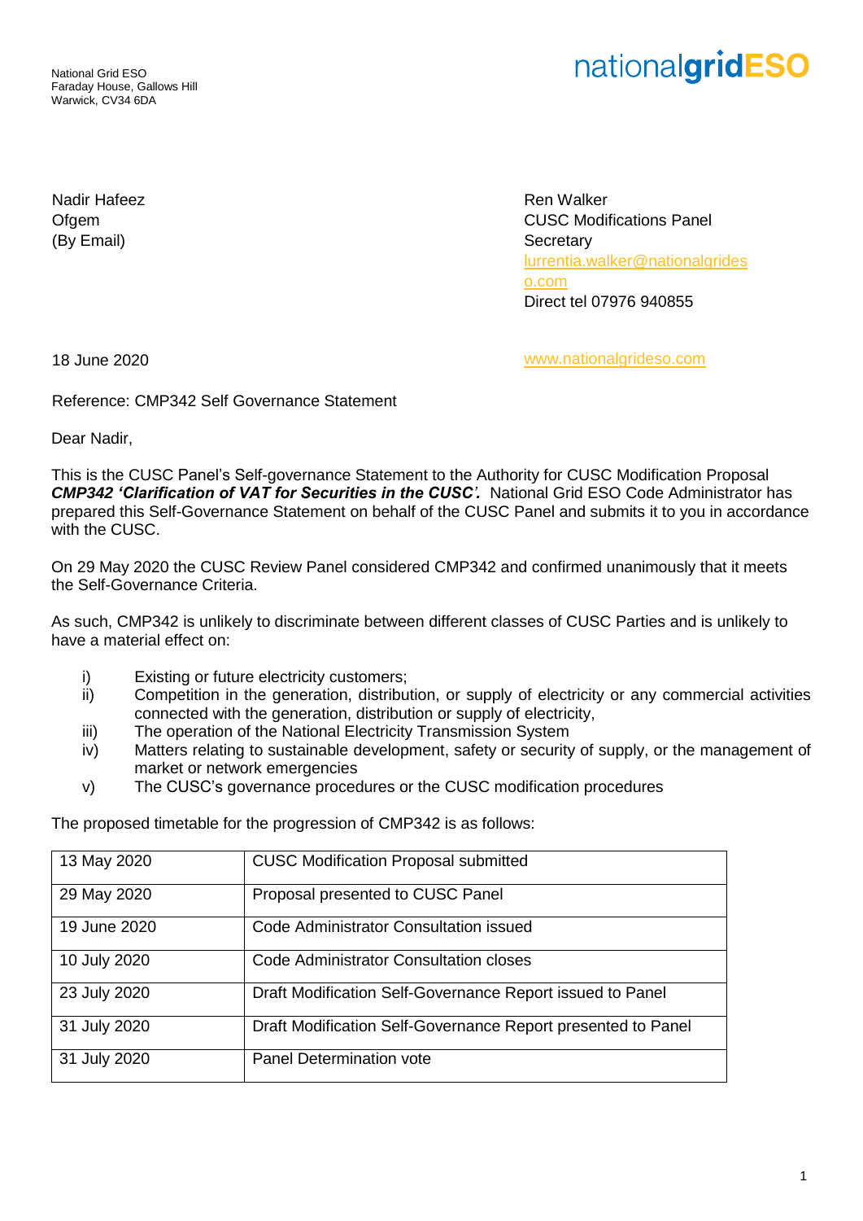National Grid ESO
Faraday House, Gallows Hill
Warwick, CV34 6DA

nationalgridESO

Nadir Hafeez
Ofgem
(By Email)

Ren Walker
CUSC Modifications Panel
Secretary
lurrentia.walker@nationalgrideso.com
Direct tel 07976 940855

18 June 2020

www.nationalgrideso.com

Reference: CMP342 Self Governance Statement

Dear Nadir,

This is the CUSC Panel's Self-governance Statement to the Authority for CUSC Modification Proposal ***CMP342 'Clarification of VAT for Securities in the CUSC'.*** National Grid ESO Code Administrator has prepared this Self-Governance Statement on behalf of the CUSC Panel and submits it to you in accordance with the CUSC.

On 29 May 2020 the CUSC Review Panel considered CMP342 and confirmed unanimously that it meets the Self-Governance Criteria.

As such, CMP342 is unlikely to discriminate between different classes of CUSC Parties and is unlikely to have a material effect on:

i) Existing or future electricity customers;
ii) Competition in the generation, distribution, or supply of electricity or any commercial activities connected with the generation, distribution or supply of electricity,
iii) The operation of the National Electricity Transmission System
iv) Matters relating to sustainable development, safety or security of supply, or the management of market or network emergencies
v) The CUSC's governance procedures or the CUSC modification procedures

The proposed timetable for the progression of CMP342 is as follows:

| | |
|---|---|
| 13 May 2020 | CUSC Modification Proposal submitted |
| 29 May 2020 | Proposal presented to CUSC Panel |
| 19 June 2020 | Code Administrator Consultation issued |
| 10 July 2020 | Code Administrator Consultation closes |
| 23 July 2020 | Draft Modification Self-Governance Report issued to Panel |
| 31 July 2020 | Draft Modification Self-Governance Report presented to Panel |
| 31 July 2020 | Panel Determination vote |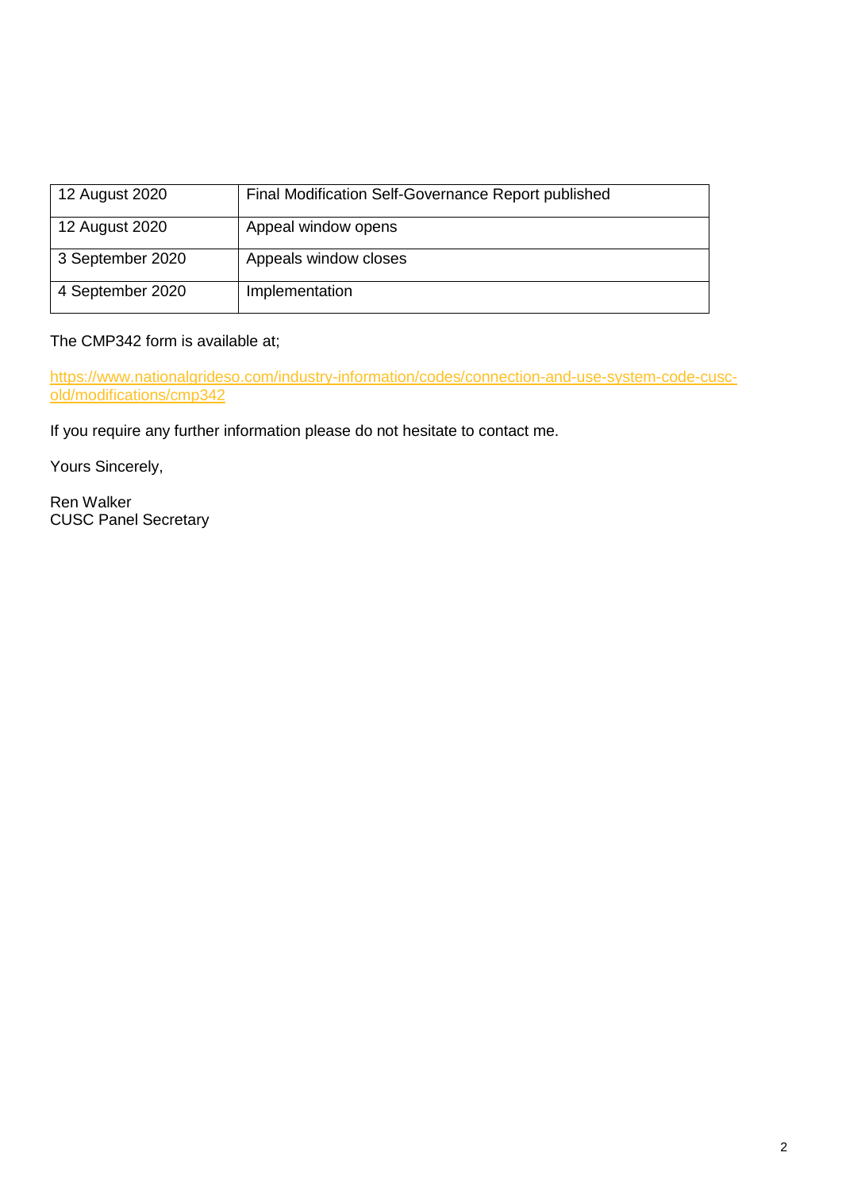| | |
|---|---|
| 12 August 2020 | Final Modification Self-Governance Report published |
| 12 August 2020 | Appeal window opens |
| 3 September 2020 | Appeals window closes |
| 4 September 2020 | Implementation |

The CMP342 form is available at;

https://www.nationalgrideso.com/industry-information/codes/connection-and-use-system-code-cusc-old/modifications/cmp342

If you require any further information please do not hesitate to contact me.

Yours Sincerely,

Ren Walker
CUSC Panel Secretary